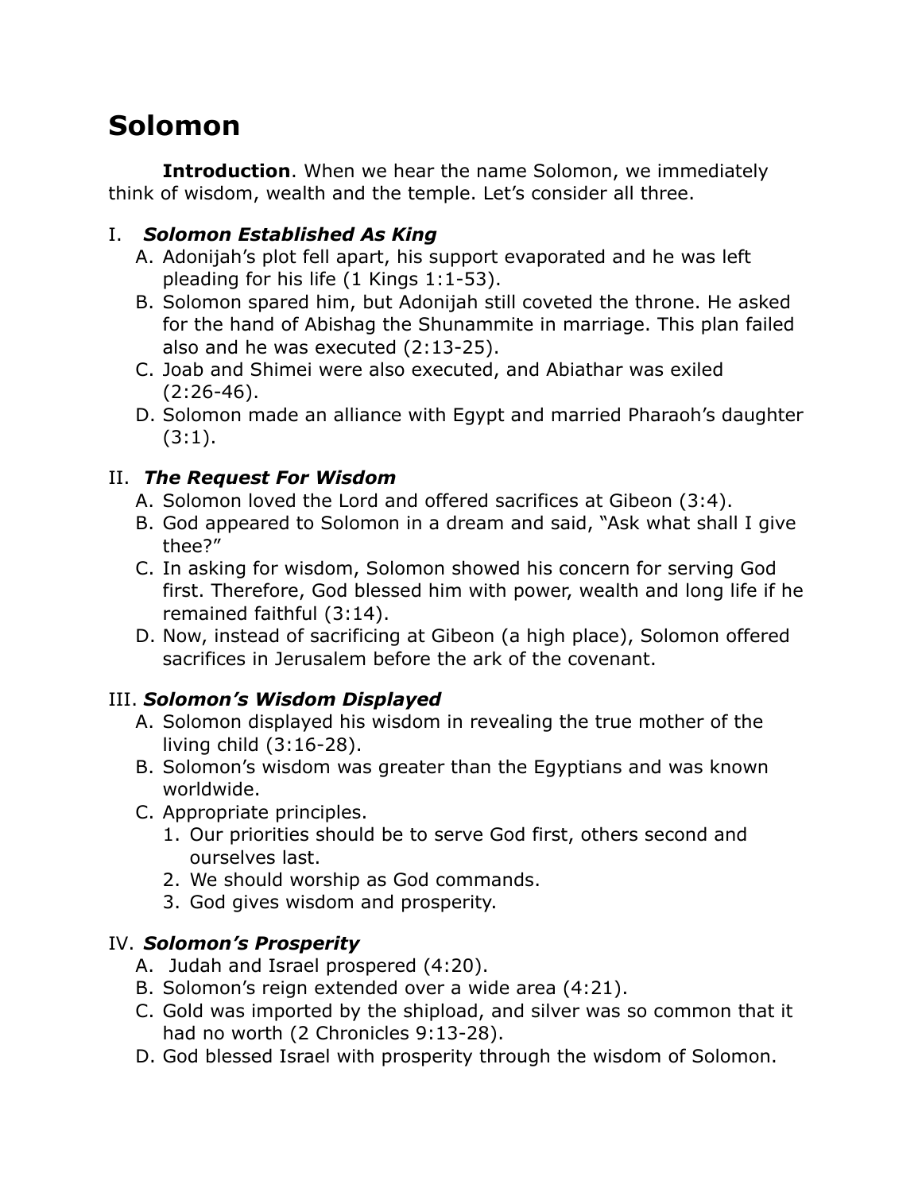# Solomon

**Introduction**. When we hear the name Solomon, we immediately think of wisdom, wealth and the temple. Let's consider all three.

I. ***Solomon Established As King***

A. Adonijah's plot fell apart, his support evaporated and he was left pleading for his life (1 Kings 1:1-53).

B. Solomon spared him, but Adonijah still coveted the throne. He asked for the hand of Abishag the Shunammite in marriage. This plan failed also and he was executed (2:13-25).

C. Joab and Shimei were also executed, and Abiathar was exiled (2:26-46).

D. Solomon made an alliance with Egypt and married Pharaoh's daughter (3:1).

II. ***The Request For Wisdom***

A. Solomon loved the Lord and offered sacrifices at Gibeon (3:4).

B. God appeared to Solomon in a dream and said, "Ask what shall I give thee?"

C. In asking for wisdom, Solomon showed his concern for serving God first. Therefore, God blessed him with power, wealth and long life if he remained faithful (3:14).

D. Now, instead of sacrificing at Gibeon (a high place), Solomon offered sacrifices in Jerusalem before the ark of the covenant.

III. ***Solomon's Wisdom Displayed***

A. Solomon displayed his wisdom in revealing the true mother of the living child (3:16-28).

B. Solomon's wisdom was greater than the Egyptians and was known worldwide.

C. Appropriate principles.

1. Our priorities should be to serve God first, others second and ourselves last.
2. We should worship as God commands.
3. God gives wisdom and prosperity.

IV. ***Solomon's Prosperity***

A. Judah and Israel prospered (4:20).

B. Solomon's reign extended over a wide area (4:21).

C. Gold was imported by the shipload, and silver was so common that it had no worth (2 Chronicles 9:13-28).

D. God blessed Israel with prosperity through the wisdom of Solomon.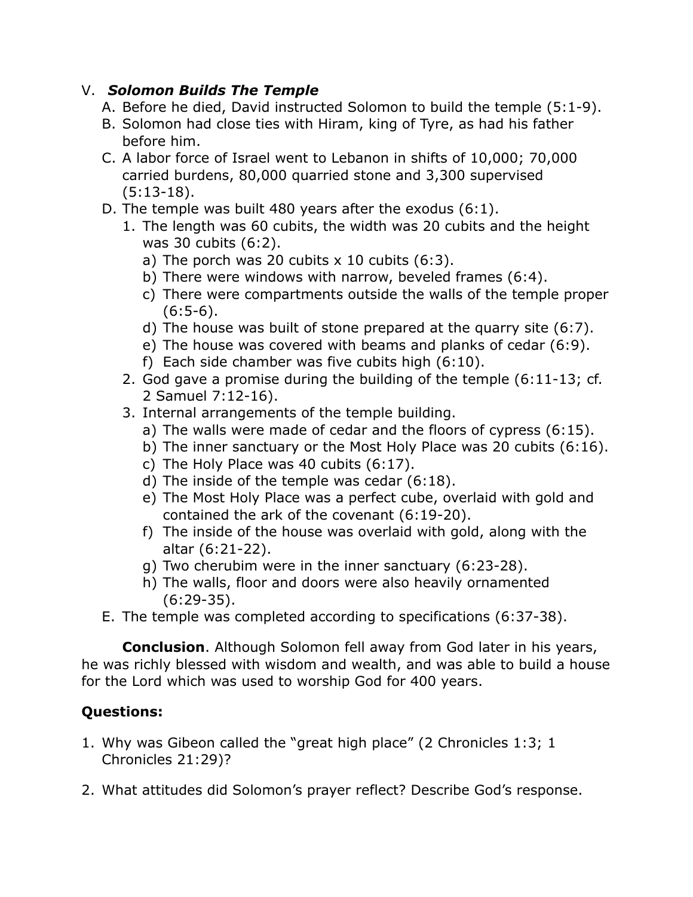V. ***Solomon Builds The Temple***

A. Before he died, David instructed Solomon to build the temple (5:1-9).
B. Solomon had close ties with Hiram, king of Tyre, as had his father before him.
C. A labor force of Israel went to Lebanon in shifts of 10,000; 70,000 carried burdens, 80,000 quarried stone and 3,300 supervised (5:13-18).
D. The temple was built 480 years after the exodus (6:1).
   1. The length was 60 cubits, the width was 20 cubits and the height was 30 cubits (6:2).
      a) The porch was 20 cubits x 10 cubits (6:3).
      b) There were windows with narrow, beveled frames (6:4).
      c) There were compartments outside the walls of the temple proper (6:5-6).
      d) The house was built of stone prepared at the quarry site (6:7).
      e) The house was covered with beams and planks of cedar (6:9).
      f) Each side chamber was five cubits high (6:10).
   2. God gave a promise during the building of the temple (6:11-13; cf. 2 Samuel 7:12-16).
   3. Internal arrangements of the temple building.
      a) The walls were made of cedar and the floors of cypress (6:15).
      b) The inner sanctuary or the Most Holy Place was 20 cubits (6:16).
      c) The Holy Place was 40 cubits (6:17).
      d) The inside of the temple was cedar (6:18).
      e) The Most Holy Place was a perfect cube, overlaid with gold and contained the ark of the covenant (6:19-20).
      f) The inside of the house was overlaid with gold, along with the altar (6:21-22).
      g) Two cherubim were in the inner sanctuary (6:23-28).
      h) The walls, floor and doors were also heavily ornamented (6:29-35).
E. The temple was completed according to specifications (6:37-38).

**Conclusion**. Although Solomon fell away from God later in his years, he was richly blessed with wisdom and wealth, and was able to build a house for the Lord which was used to worship God for 400 years.

**Questions:**

1. Why was Gibeon called the "great high place" (2 Chronicles 1:3; 1 Chronicles 21:29)?

2. What attitudes did Solomon's prayer reflect? Describe God's response.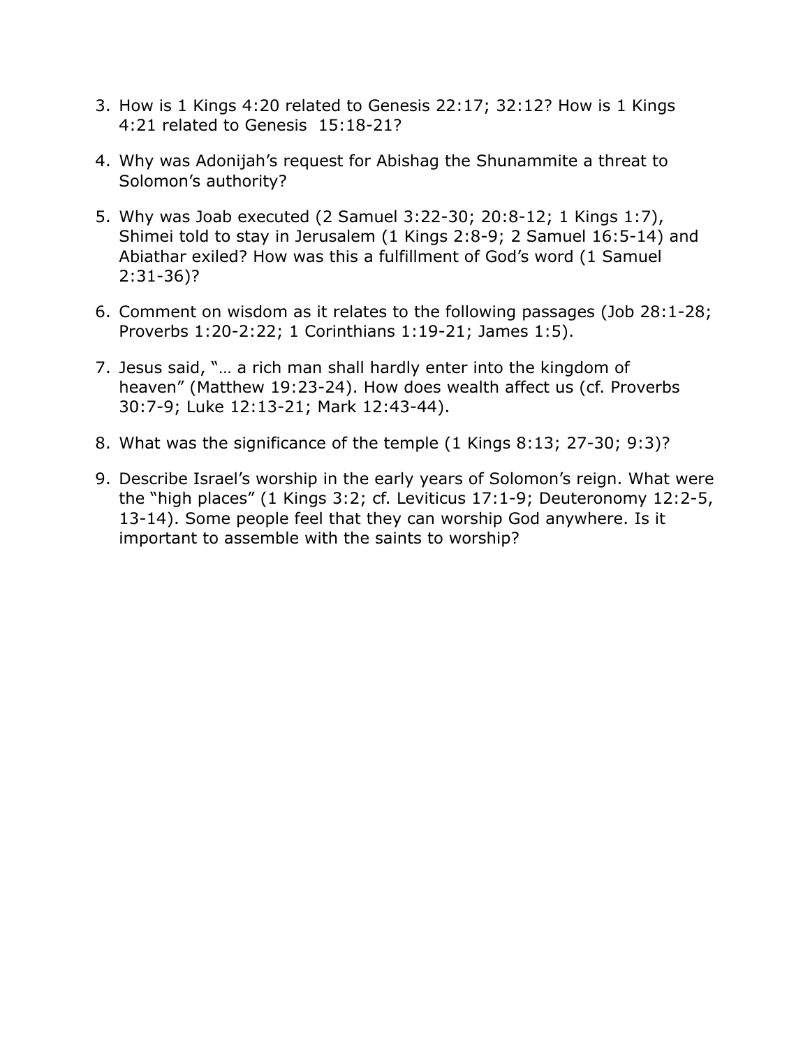3. How is 1 Kings 4:20 related to Genesis 22:17; 32:12? How is 1 Kings 4:21 related to Genesis 15:18-21?

4. Why was Adonijah's request for Abishag the Shunammite a threat to Solomon's authority?

5. Why was Joab executed (2 Samuel 3:22-30; 20:8-12; 1 Kings 1:7), Shimei told to stay in Jerusalem (1 Kings 2:8-9; 2 Samuel 16:5-14) and Abiathar exiled? How was this a fulfillment of God's word (1 Samuel 2:31-36)?

6. Comment on wisdom as it relates to the following passages (Job 28:1-28; Proverbs 1:20-2:22; 1 Corinthians 1:19-21; James 1:5).

7. Jesus said, "… a rich man shall hardly enter into the kingdom of heaven" (Matthew 19:23-24). How does wealth affect us (cf. Proverbs 30:7-9; Luke 12:13-21; Mark 12:43-44).

8. What was the significance of the temple (1 Kings 8:13; 27-30; 9:3)?

9. Describe Israel's worship in the early years of Solomon's reign. What were the "high places" (1 Kings 3:2; cf. Leviticus 17:1-9; Deuteronomy 12:2-5, 13-14). Some people feel that they can worship God anywhere. Is it important to assemble with the saints to worship?